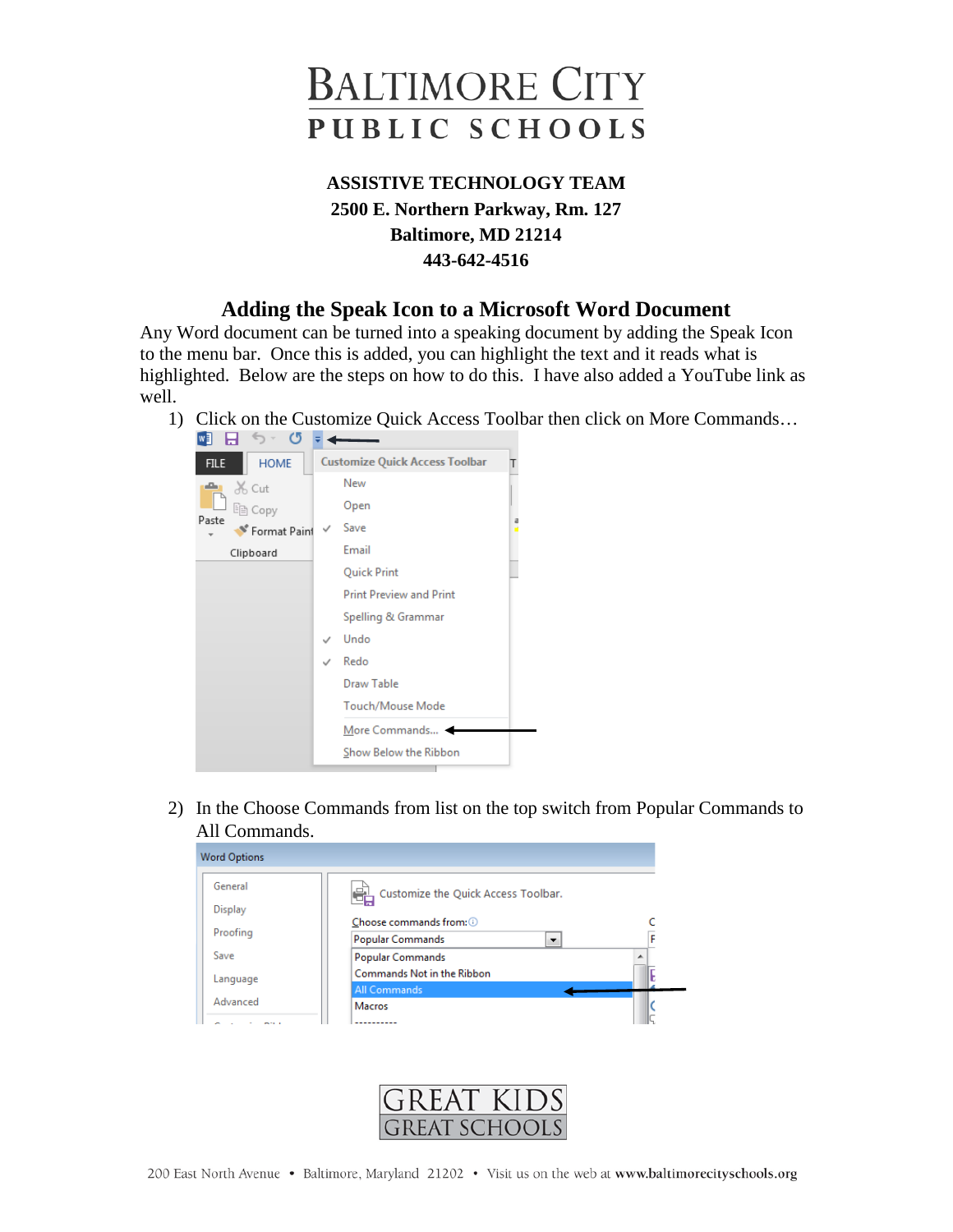# BALTIMORE CITY PUBLIC SCHOOLS

**ASSISTIVE TECHNOLOGY TEAM**
**2500 E. Northern Parkway, Rm. 127**
**Baltimore, MD 21214**
**443-642-4516**

## Adding the Speak Icon to a Microsoft Word Document

Any Word document can be turned into a speaking document by adding the Speak Icon to the menu bar. Once this is added, you can highlight the text and it reads what is highlighted. Below are the steps on how to do this. I have also added a YouTube link as well.

1) Click on the Customize Quick Access Toolbar then click on More Commands…

2) In the Choose Commands from list on the top switch from Popular Commands to All Commands.

GREAT KIDS GREAT SCHOOLS

200 East North Avenue • Baltimore, Maryland 21202 • Visit us on the web at **www.baltimorecityschools.org**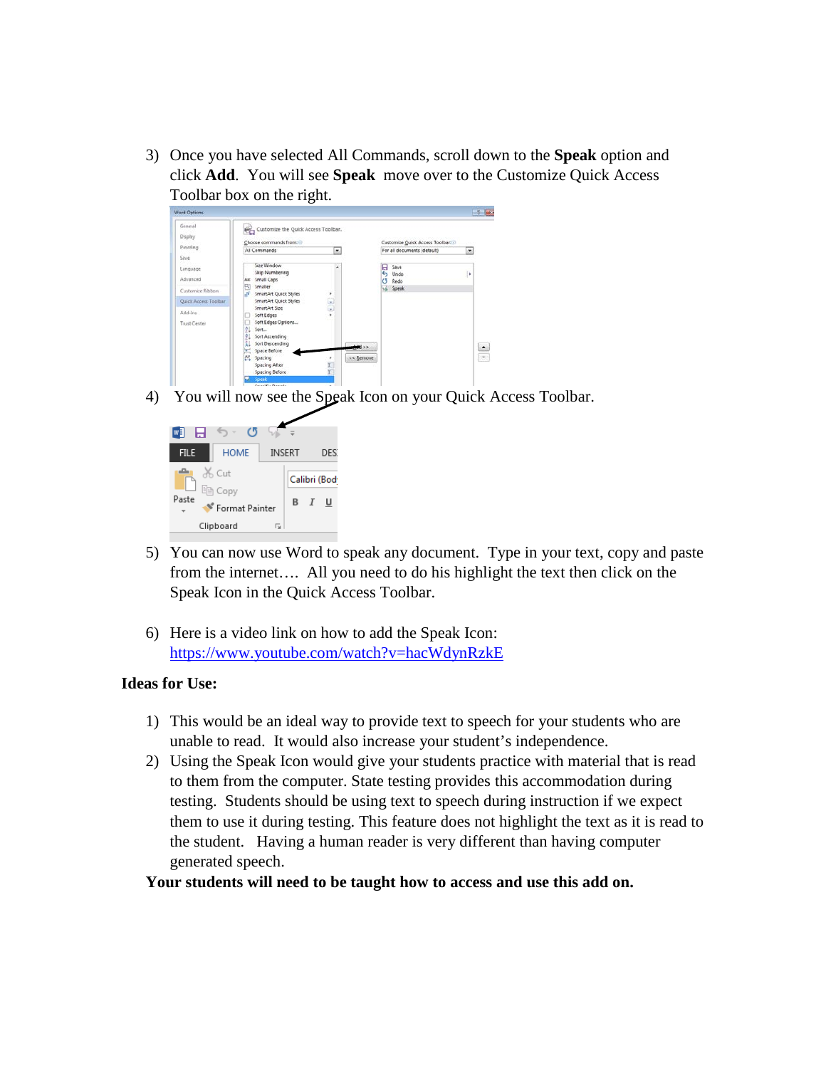3) Once you have selected All Commands, scroll down to the **Speak** option and click **Add**. You will see **Speak** move over to the Customize Quick Access Toolbar box on the right.

4) You will now see the Speak Icon on your Quick Access Toolbar.

5) You can now use Word to speak any document. Type in your text, copy and paste from the internet…. All you need to do his highlight the text then click on the Speak Icon in the Quick Access Toolbar.

6) Here is a video link on how to add the Speak Icon: https://www.youtube.com/watch?v=hacWdynRzkE

**Ideas for Use:**

1) This would be an ideal way to provide text to speech for your students who are unable to read. It would also increase your student's independence.
2) Using the Speak Icon would give your students practice with material that is read to them from the computer. State testing provides this accommodation during testing. Students should be using text to speech during instruction if we expect them to use it during testing. This feature does not highlight the text as it is read to the student. Having a human reader is very different than having computer generated speech.

**Your students will need to be taught how to access and use this add on.**